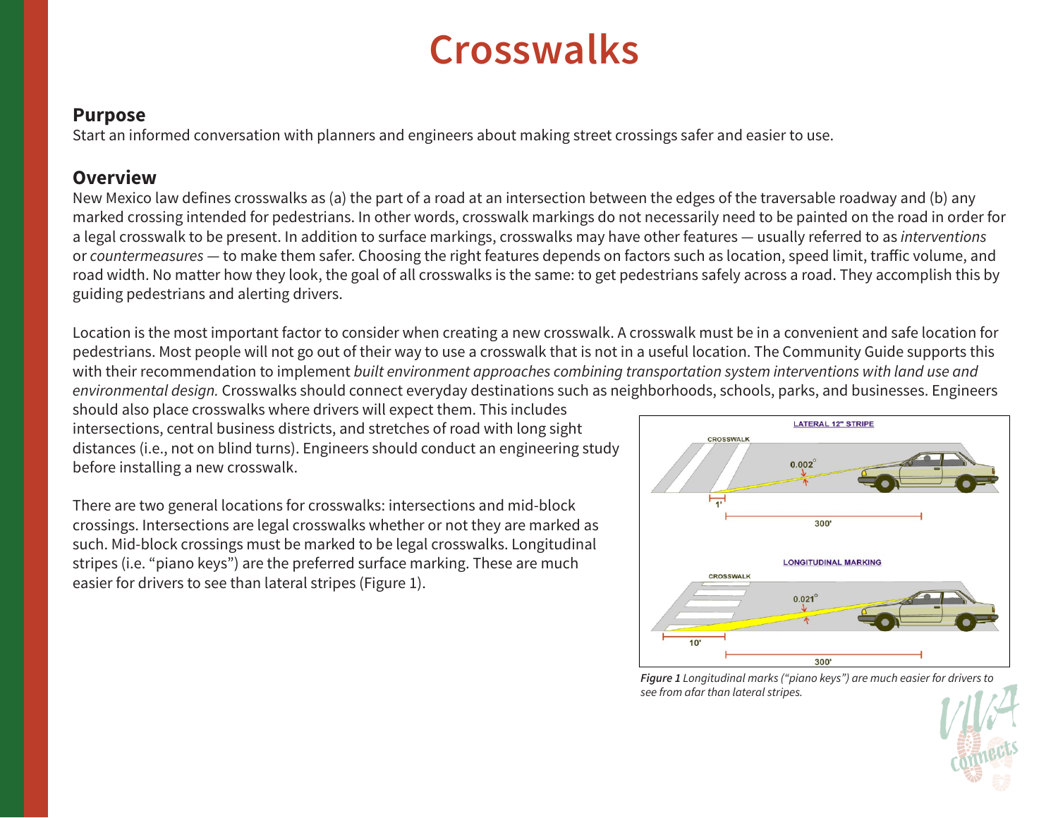# Crosswalks

## Purpose

Start an informed conversation with planners and engineers about making street crossings safer and easier to use.

## Overview

New Mexico law defines crosswalks as (a) the part of a road at an intersection between the edges of the traversable roadway and (b) any marked crossing intended for pedestrians. In other words, crosswalk markings do not necessarily need to be painted on the road in order for a legal crosswalk to be present. In addition to surface markings, crosswalks may have other features — usually referred to as *interventions* or *countermeasures* — to make them safer. Choosing the right features depends on factors such as location, speed limit, traffic volume, and road width. No matter how they look, the goal of all crosswalks is the same: to get pedestrians safely across a road. They accomplish this by guiding pedestrians and alerting drivers.

Location is the most important factor to consider when creating a new crosswalk. A crosswalk must be in a convenient and safe location for pedestrians. Most people will not go out of their way to use a crosswalk that is not in a useful location. The Community Guide supports this with their recommendation to implement *built environment approaches combining transportation system interventions with land use and environmental design.* Crosswalks should connect everyday destinations such as neighborhoods, schools, parks, and businesses. Engineers should also place crosswalks where drivers will expect them. This includes intersections, central business districts, and stretches of road with long sight distances (i.e., not on blind turns). Engineers should conduct an engineering study before installing a new crosswalk.

There are two general locations for crosswalks: intersections and mid-block crossings. Intersections are legal crosswalks whether or not they are marked as such. Mid-block crossings must be marked to be legal crosswalks. Longitudinal stripes (i.e. "piano keys") are the preferred surface marking. These are much easier for drivers to see than lateral stripes (Figure 1).

***Figure 1*** *Longitudinal marks ("piano keys") are much easier for drivers to see from afar than lateral stripes.*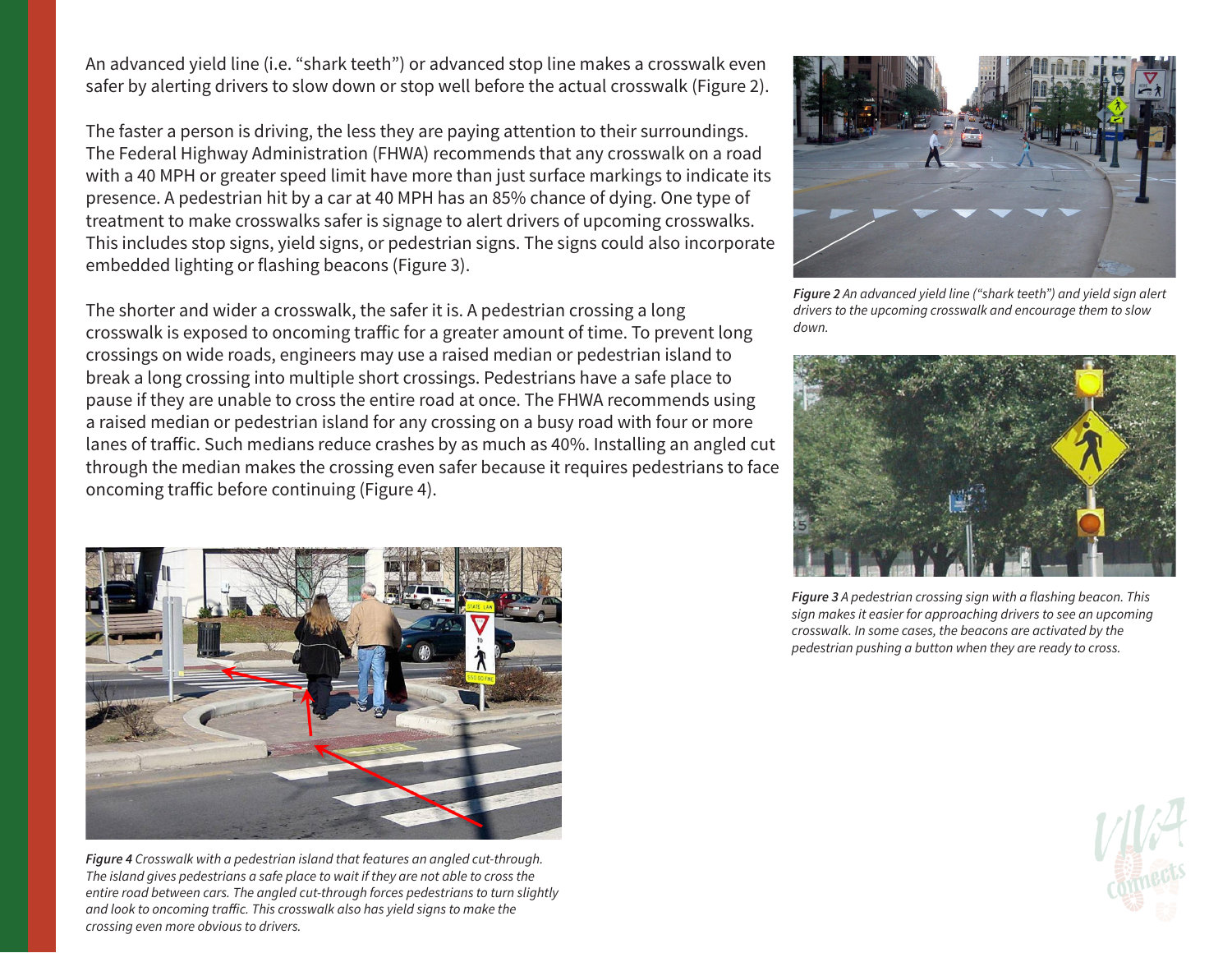An advanced yield line (i.e. "shark teeth") or advanced stop line makes a crosswalk even safer by alerting drivers to slow down or stop well before the actual crosswalk (Figure 2).

The faster a person is driving, the less they are paying attention to their surroundings. The Federal Highway Administration (FHWA) recommends that any crosswalk on a road with a 40 MPH or greater speed limit have more than just surface markings to indicate its presence. A pedestrian hit by a car at 40 MPH has an 85% chance of dying. One type of treatment to make crosswalks safer is signage to alert drivers of upcoming crosswalks. This includes stop signs, yield signs, or pedestrian signs. The signs could also incorporate embedded lighting or flashing beacons (Figure 3).

The shorter and wider a crosswalk, the safer it is. A pedestrian crossing a long crosswalk is exposed to oncoming traffic for a greater amount of time. To prevent long crossings on wide roads, engineers may use a raised median or pedestrian island to break a long crossing into multiple short crossings. Pedestrians have a safe place to pause if they are unable to cross the entire road at once. The FHWA recommends using a raised median or pedestrian island for any crossing on a busy road with four or more lanes of traffic. Such medians reduce crashes by as much as 40%. Installing an angled cut through the median makes the crossing even safer because it requires pedestrians to face oncoming traffic before continuing (Figure 4).

***Figure 4*** *Crosswalk with a pedestrian island that features an angled cut-through. The island gives pedestrians a safe place to wait if they are not able to cross the entire road between cars. The angled cut-through forces pedestrians to turn slightly and look to oncoming traffic. This crosswalk also has yield signs to make the crossing even more obvious to drivers.*

***Figure 2*** *An advanced yield line ("shark teeth") and yield sign alert drivers to the upcoming crosswalk and encourage them to slow down.*

***Figure 3*** *A pedestrian crossing sign with a flashing beacon. This sign makes it easier for approaching drivers to see an upcoming crosswalk. In some cases, the beacons are activated by the pedestrian pushing a button when they are ready to cross.*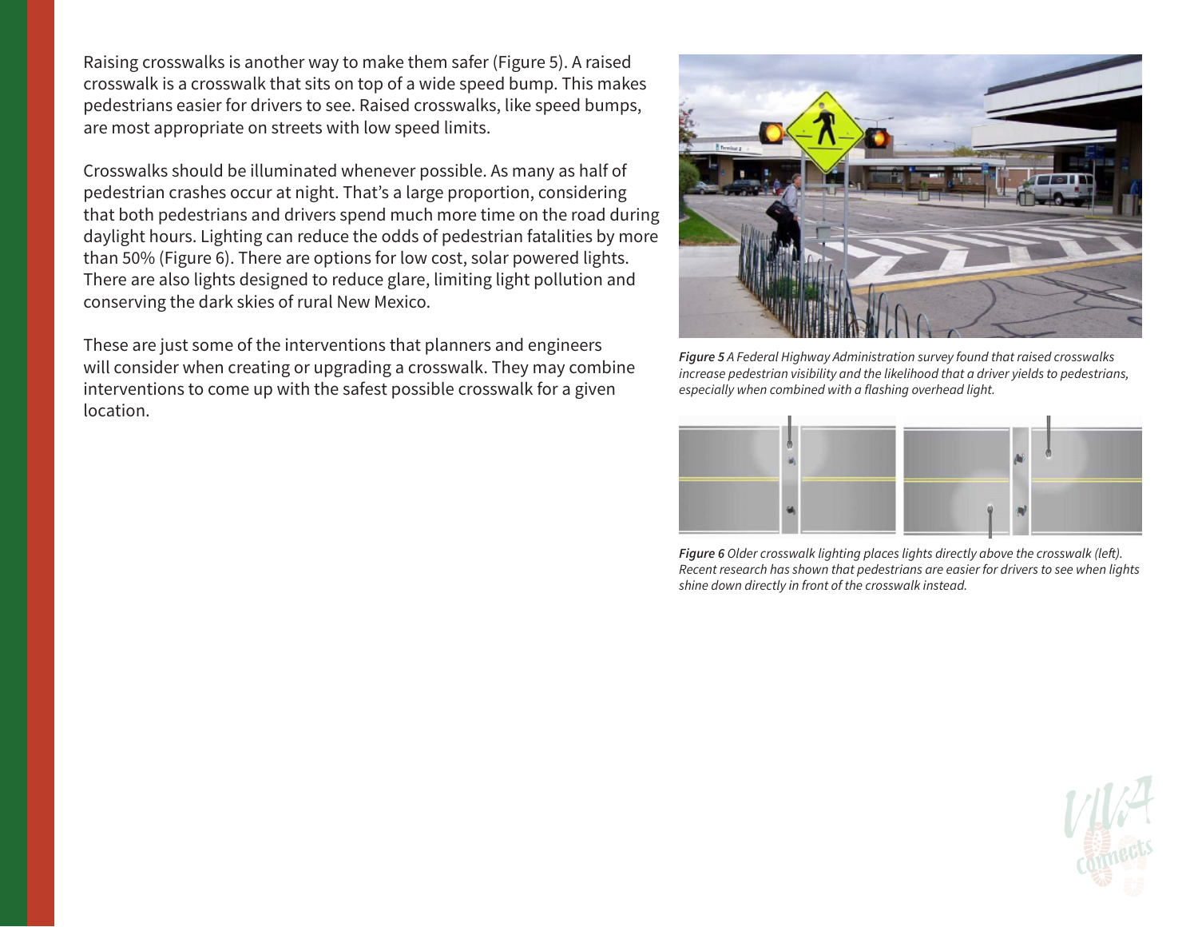Raising crosswalks is another way to make them safer (Figure 5). A raised crosswalk is a crosswalk that sits on top of a wide speed bump. This makes pedestrians easier for drivers to see. Raised crosswalks, like speed bumps, are most appropriate on streets with low speed limits.

Crosswalks should be illuminated whenever possible. As many as half of pedestrian crashes occur at night. That's a large proportion, considering that both pedestrians and drivers spend much more time on the road during daylight hours. Lighting can reduce the odds of pedestrian fatalities by more than 50% (Figure 6). There are options for low cost, solar powered lights. There are also lights designed to reduce glare, limiting light pollution and conserving the dark skies of rural New Mexico.

These are just some of the interventions that planners and engineers will consider when creating or upgrading a crosswalk. They may combine interventions to come up with the safest possible crosswalk for a given location.

***Figure 5*** *A Federal Highway Administration survey found that raised crosswalks increase pedestrian visibility and the likelihood that a driver yields to pedestrians, especially when combined with a flashing overhead light.*

***Figure 6*** *Older crosswalk lighting places lights directly above the crosswalk (left). Recent research has shown that pedestrians are easier for drivers to see when lights shine down directly in front of the crosswalk instead.*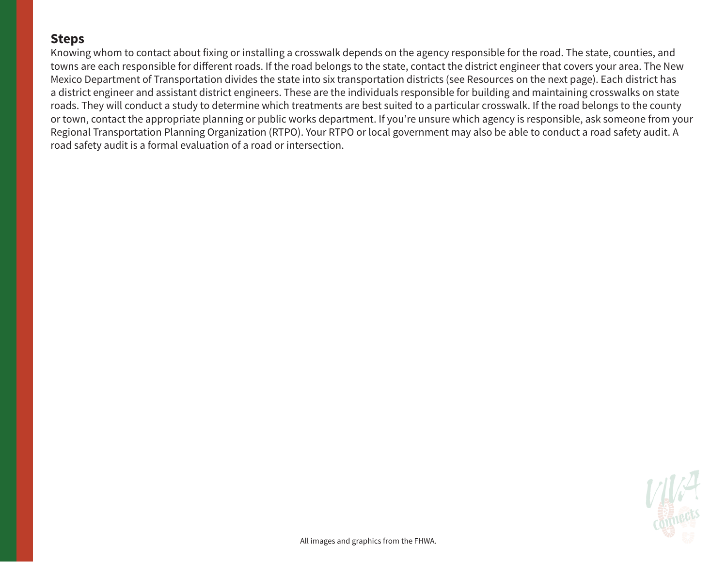## Steps

Knowing whom to contact about fixing or installing a crosswalk depends on the agency responsible for the road. The state, counties, and towns are each responsible for different roads. If the road belongs to the state, contact the district engineer that covers your area. The New Mexico Department of Transportation divides the state into six transportation districts (see Resources on the next page). Each district has a district engineer and assistant district engineers. These are the individuals responsible for building and maintaining crosswalks on state roads. They will conduct a study to determine which treatments are best suited to a particular crosswalk. If the road belongs to the county or town, contact the appropriate planning or public works department. If you're unsure which agency is responsible, ask someone from your Regional Transportation Planning Organization (RTPO). Your RTPO or local government may also be able to conduct a road safety audit. A road safety audit is a formal evaluation of a road or intersection.

All images and graphics from the FHWA.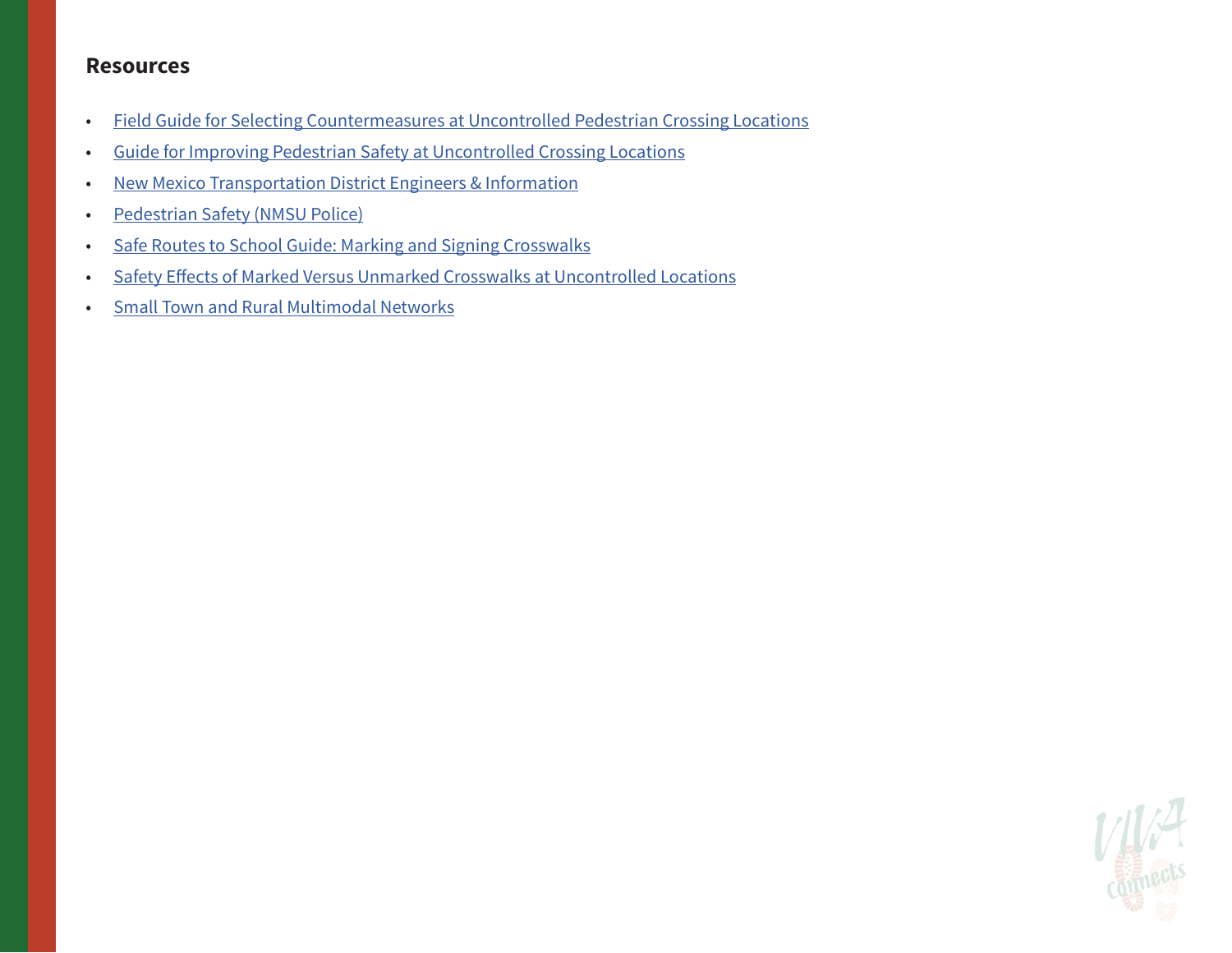## Resources

- Field Guide for Selecting Countermeasures at Uncontrolled Pedestrian Crossing Locations
- Guide for Improving Pedestrian Safety at Uncontrolled Crossing Locations
- New Mexico Transportation District Engineers & Information
- Pedestrian Safety (NMSU Police)
- Safe Routes to School Guide: Marking and Signing Crosswalks
- Safety Effects of Marked Versus Unmarked Crosswalks at Uncontrolled Locations
- Small Town and Rural Multimodal Networks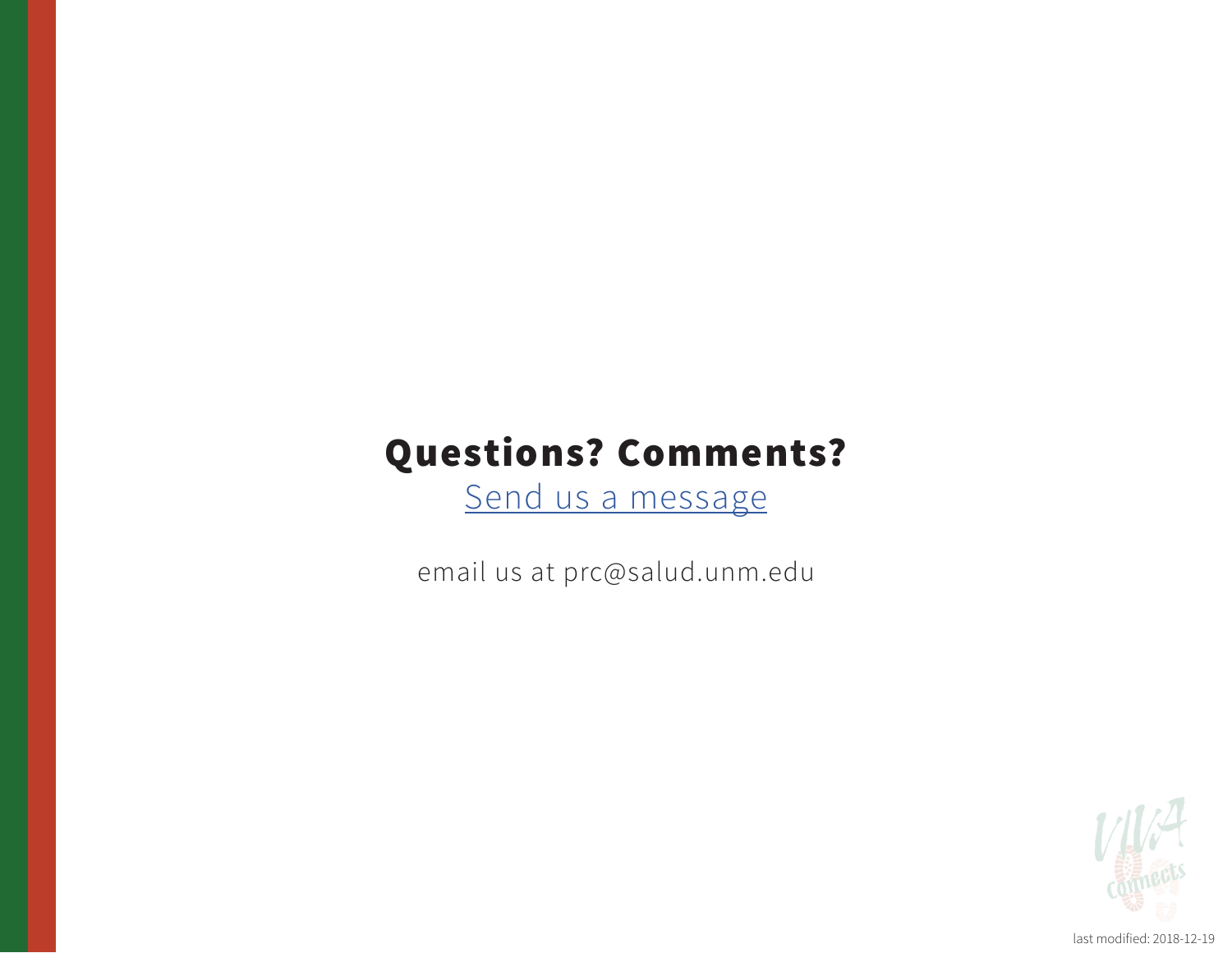## Questions? Comments?

Send us a message

email us at prc@salud.unm.edu

last modified: 2018-12-19